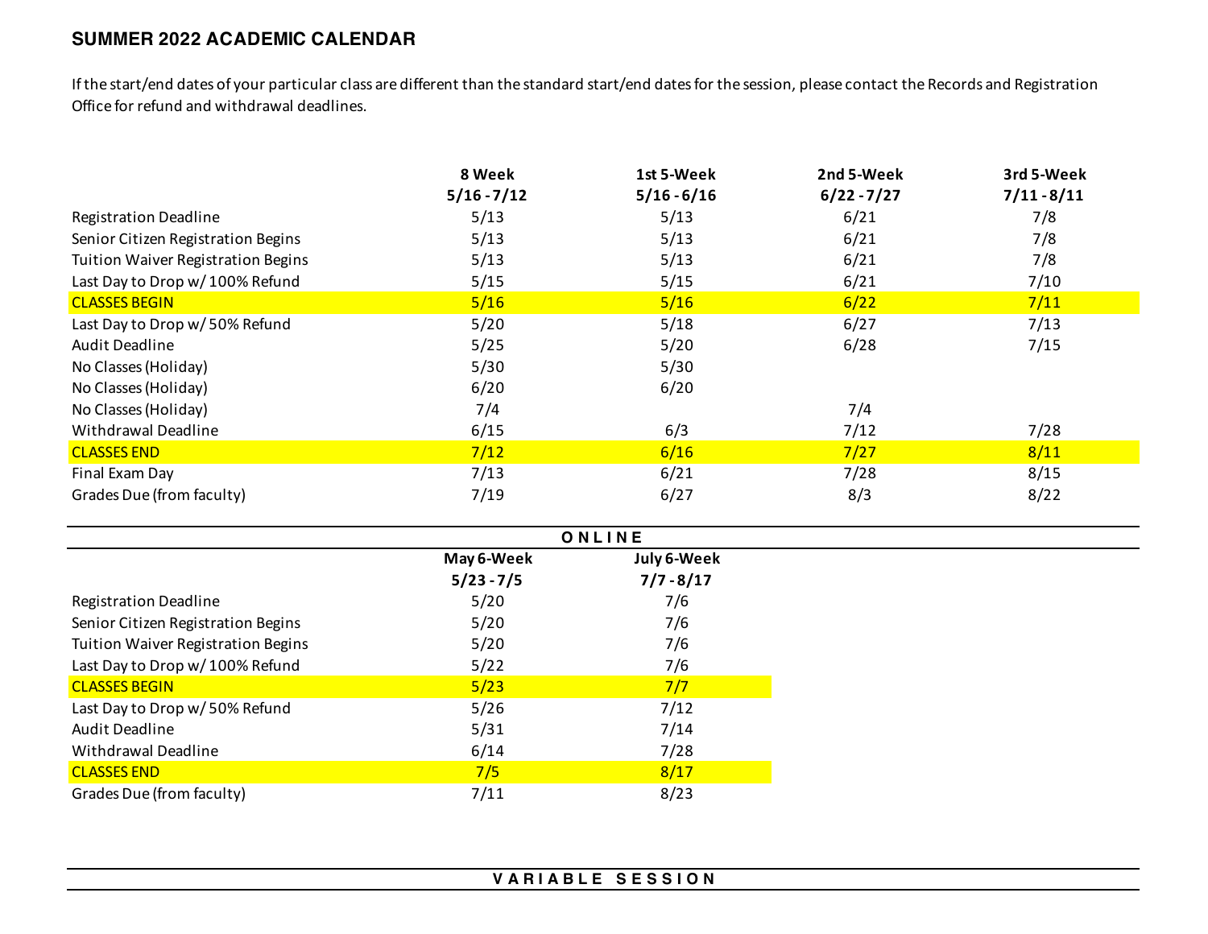# SUMMER 2022 ACADEMIC CALENDAR

If the start/end dates of your particular class are different than the standard start/end dates for the session, please contact the Records and Registration Office for refund and withdrawal deadlines.

| | 8 Week 5/16 - 7/12 | 1st 5-Week 5/16 - 6/16 | 2nd 5-Week 6/22 - 7/27 | 3rd 5-Week 7/11 - 8/11 |
|---|---|---|---|---|
| Registration Deadline | 5/13 | 5/13 | 6/21 | 7/8 |
| Senior Citizen Registration Begins | 5/13 | 5/13 | 6/21 | 7/8 |
| Tuition Waiver Registration Begins | 5/13 | 5/13 | 6/21 | 7/8 |
| Last Day to Drop w/ 100% Refund | 5/15 | 5/15 | 6/21 | 7/10 |
| CLASSES BEGIN | 5/16 | 5/16 | 6/22 | 7/11 |
| Last Day to Drop w/ 50% Refund | 5/20 | 5/18 | 6/27 | 7/13 |
| Audit Deadline | 5/25 | 5/20 | 6/28 | 7/15 |
| No Classes (Holiday) | 5/30 | 5/30 | | |
| No Classes (Holiday) | 6/20 | 6/20 | | |
| No Classes (Holiday) | 7/4 | | 7/4 | |
| Withdrawal Deadline | 6/15 | 6/3 | 7/12 | 7/28 |
| CLASSES END | 7/12 | 6/16 | 7/27 | 8/11 |
| Final Exam Day | 7/13 | 6/21 | 7/28 | 8/15 |
| Grades Due (from faculty) | 7/19 | 6/27 | 8/3 | 8/22 |

## ONLINE

| | May 6-Week 5/23 - 7/5 | July 6-Week 7/7 - 8/17 |
|---|---|---|
| Registration Deadline | 5/20 | 7/6 |
| Senior Citizen Registration Begins | 5/20 | 7/6 |
| Tuition Waiver Registration Begins | 5/20 | 7/6 |
| Last Day to Drop w/ 100% Refund | 5/22 | 7/6 |
| CLASSES BEGIN | 5/23 | 7/7 |
| Last Day to Drop w/ 50% Refund | 5/26 | 7/12 |
| Audit Deadline | 5/31 | 7/14 |
| Withdrawal Deadline | 6/14 | 7/28 |
| CLASSES END | 7/5 | 8/17 |
| Grades Due (from faculty) | 7/11 | 8/23 |

## VARIABLE SESSION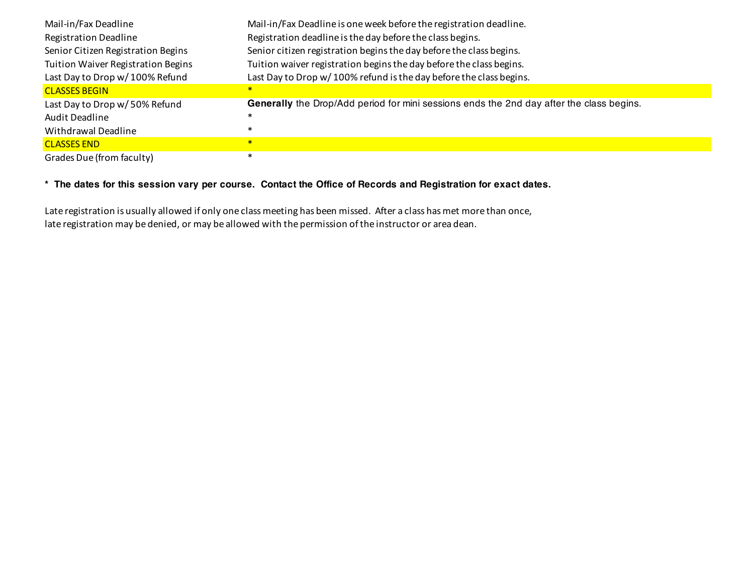| | |
|---|---|
| Mail-in/Fax Deadline | Mail-in/Fax Deadline is one week before the registration deadline. |
| Registration Deadline | Registration deadline is the day before the class begins. |
| Senior Citizen Registration Begins | Senior citizen registration begins the day before the class begins. |
| Tuition Waiver Registration Begins | Tuition waiver registration begins the day before the class begins. |
| Last Day to Drop w/ 100% Refund | Last Day to Drop w/ 100% refund is the day before the class begins. |
| CLASSES BEGIN | * |
| Last Day to Drop w/ 50% Refund | **Generally** the Drop/Add period for mini sessions ends the 2nd day after the class begins. |
| Audit Deadline | * |
| Withdrawal Deadline | * |
| CLASSES END | * |
| Grades Due (from faculty) | * |

**\* The dates for this session vary per course. Contact the Office of Records and Registration for exact dates.**

Late registration is usually allowed if only one class meeting has been missed. After a class has met more than once, late registration may be denied, or may be allowed with the permission of the instructor or area dean.